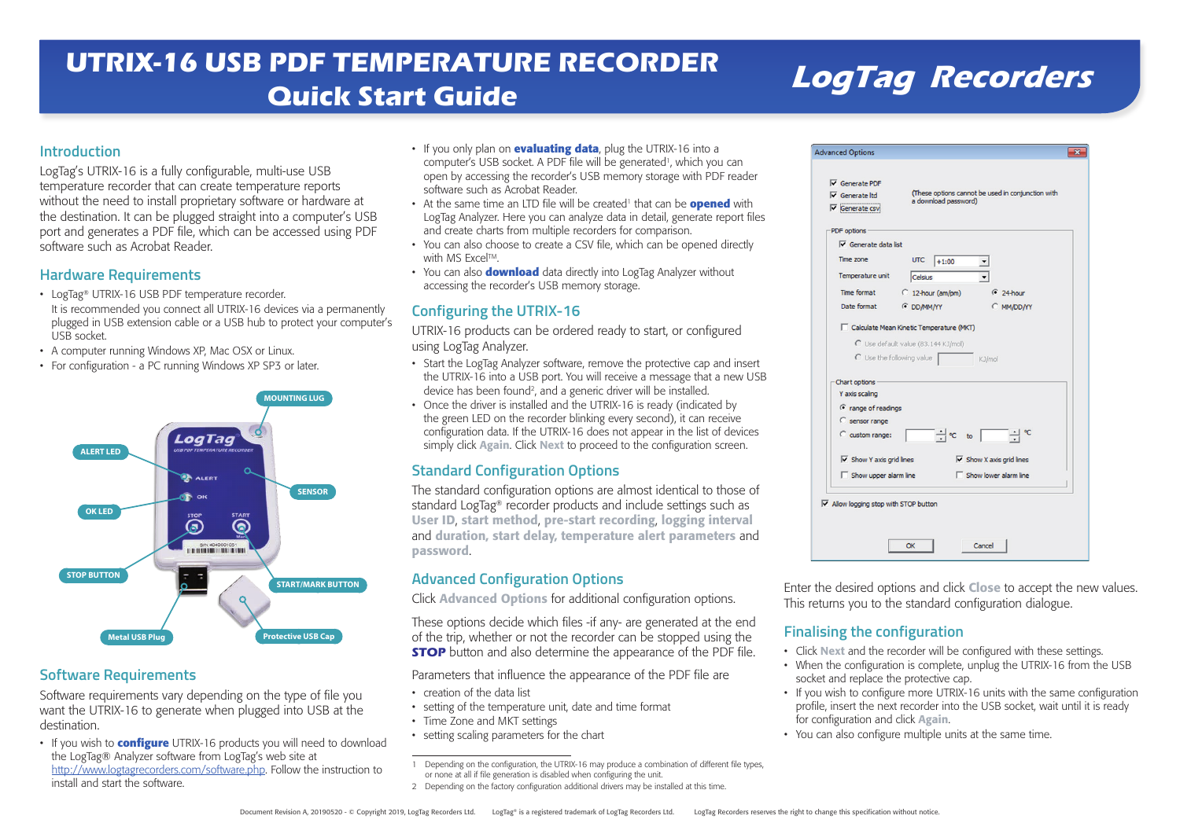# UTRIX-16 USB PDF TEMPERATURE RECORDER
## Quick Start Guide

**LogTag Recorders**

## Introduction

LogTag's UTRIX-16 is a fully configurable, multi-use USB temperature recorder that can create temperature reports without the need to install proprietary software or hardware at the destination. It can be plugged straight into a computer's USB port and generates a PDF file, which can be accessed using PDF software such as Acrobat Reader.

## Hardware Requirements

- LogTag® UTRIX-16 USB PDF temperature recorder.
  It is recommended you connect all UTRIX-16 devices via a permanently plugged in USB extension cable or a USB hub to protect your computer's USB socket.
- A computer running Windows XP, Mac OSX or Linux.
- For configuration - a PC running Windows XP SP3 or later.

MOUNTING LUG
ALERT LED
SENSOR
OK LED
STOP BUTTON
START/MARK BUTTON
Metal USB Plug
Protective USB Cap

## Software Requirements

Software requirements vary depending on the type of file you want the UTRIX-16 to generate when plugged into USB at the destination.

- If you wish to **configure** UTRIX-16 products you will need to download the LogTag® Analyzer software from LogTag's web site at http://www.logtagrecorders.com/software.php. Follow the instruction to install and start the software.
- If you only plan on **evaluating data**, plug the UTRIX-16 into a computer's USB socket. A PDF file will be generated[1], which you can open by accessing the recorder's USB memory storage with PDF reader software such as Acrobat Reader.
- At the same time an LTD file will be created[1] that can be **opened** with LogTag Analyzer. Here you can analyze data in detail, generate report files and create charts from multiple recorders for comparison.
- You can also choose to create a CSV file, which can be opened directly with MS Excel™.
- You can also **download** data directly into LogTag Analyzer without accessing the recorder's USB memory storage.

## Configuring the UTRIX-16

UTRIX-16 products can be ordered ready to start, or configured using LogTag Analyzer.

- Start the LogTag Analyzer software, remove the protective cap and insert the UTRIX-16 into a USB port. You will receive a message that a new USB device has been found[2], and a generic driver will be installed.
- Once the driver is installed and the UTRIX-16 is ready (indicated by the green LED on the recorder blinking every second), it can receive configuration data. If the UTRIX-16 does not appear in the list of devices simply click **Again**. Click **Next** to proceed to the configuration screen.

## Standard Configuration Options

The standard configuration options are almost identical to those of standard LogTag® recorder products and include settings such as **User ID**, **start method**, **pre-start recording**, **logging interval** and **duration**, **start delay**, **temperature alert parameters** and **password**.

## Advanced Configuration Options

Click **Advanced Options** for additional configuration options.

These options decide which files -if any- are generated at the end of the trip, whether or not the recorder can be stopped using the **STOP** button and also determine the appearance of the PDF file.

Parameters that influence the appearance of the PDF file are

- creation of the data list
- setting of the temperature unit, date and time format
- Time Zone and MKT settings
- setting scaling parameters for the chart

1 Depending on the configuration, the UTRIX-16 may produce a combination of different file types, or none at all if file generation is disabled when configuring the unit.
2 Depending on the factory configuration additional drivers may be installed at this time.

Advanced Options

- ☑ Generate PDF
- ☑ Generate ltd
- ☑ Generate csv

(These options cannot be used in conjunction with a download password)

PDF options
- ☑ Generate data list
- Time zone: UTC +1:00
- Temperature unit: Celsius
- Time format: ○ 12-hour (am/pm) ◉ 24-hour
- Date format: ◉ DD/MM/YY ○ MM/DD/YY
- ☐ Calculate Mean Kinetic Temperature (MKT)
  - ○ Use default value (83.144 KJ/mol)
  - ○ Use the following value ____ KJ/mol

Chart options
- Y axis scaling
  - ◉ range of readings
  - ○ sensor range
  - ○ custom range: ____ °C to ____ °C
- ☑ Show Y axis grid lines
- ☑ Show X axis grid lines
- ☐ Show upper alarm line
- ☐ Show lower alarm line

☑ Allow logging stop with STOP button

OK | Cancel

Enter the desired options and click **Close** to accept the new values. This returns you to the standard configuration dialogue.

## Finalising the configuration

- Click **Next** and the recorder will be configured with these settings.
- When the configuration is complete, unplug the UTRIX-16 from the USB socket and replace the protective cap.
- If you wish to configure more UTRIX-16 units with the same configuration profile, insert the next recorder into the USB socket, wait until it is ready for configuration and click **Again**.
- You can also configure multiple units at the same time.

Document Revision A, 20190520 - © Copyright 2019, LogTag Recorders Ltd. LogTag® is a registered trademark of LogTag Recorders Ltd. LogTag Recorders reserves the right to change this specification without notice.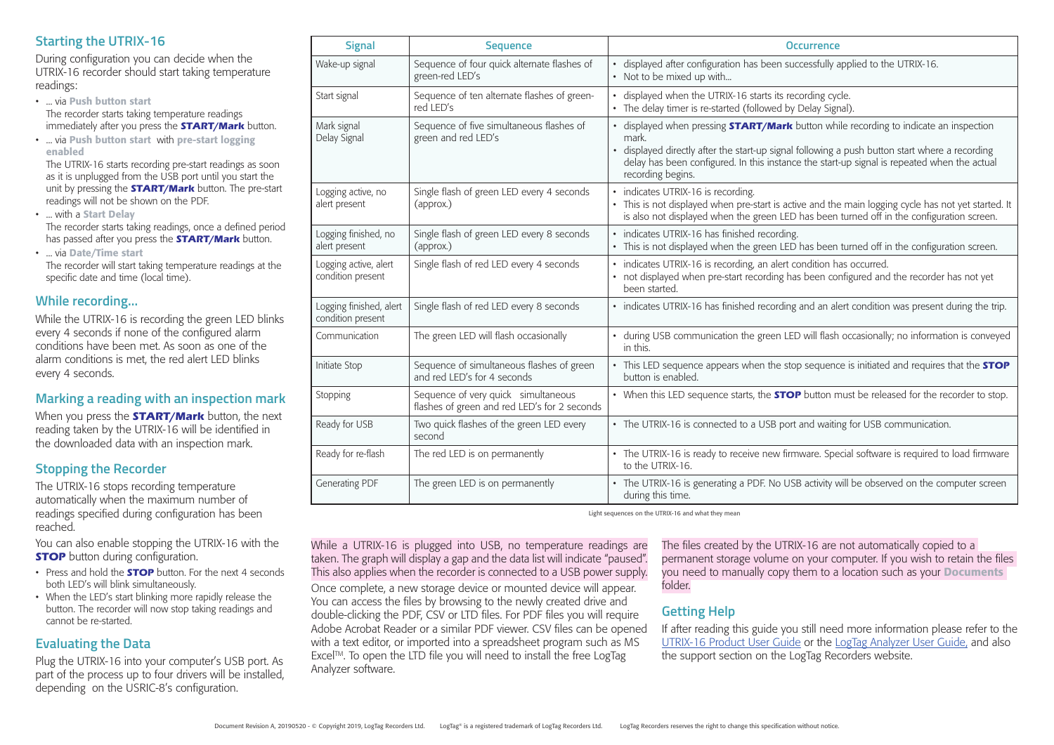## Starting the UTRIX-16

During configuration you can decide when the UTRIX-16 recorder should start taking temperature readings:

- … via **Push button start**
  The recorder starts taking temperature readings immediately after you press the **START/Mark** button.
- … via **Push button start** with **pre-start logging enabled**
  The UTRIX-16 starts recording pre-start readings as soon as it is unplugged from the USB port until you start the unit by pressing the **START/Mark** button. The pre-start readings will not be shown on the PDF.
- … with a **Start Delay**
  The recorder starts taking readings, once a defined period has passed after you press the **START/Mark** button.
- … via **Date/Time start**
  The recorder will start taking temperature readings at the specific date and time (local time).

## While recording…

While the UTRIX-16 is recording the green LED blinks every 4 seconds if none of the configured alarm conditions have been met. As soon as one of the alarm conditions is met, the red alert LED blinks every 4 seconds.

## Marking a reading with an inspection mark

When you press the **START/Mark** button, the next reading taken by the UTRIX-16 will be identified in the downloaded data with an inspection mark.

## Stopping the Recorder

The UTRIX-16 stops recording temperature automatically when the maximum number of readings specified during configuration has been reached.

You can also enable stopping the UTRIX-16 with the **STOP** button during configuration.

- Press and hold the **STOP** button. For the next 4 seconds both LED's will blink simultaneously.
- When the LED's start blinking more rapidly release the button. The recorder will now stop taking readings and cannot be re-started.

## Evaluating the Data

Plug the UTRIX-16 into your computer's USB port. As part of the process up to four drivers will be installed, depending on the USRIC-8's configuration.

| Signal | Sequence | Occurrence |
|---|---|---|
| Wake-up signal | Sequence of four quick alternate flashes of green-red LED's | • displayed after configuration has been successfully applied to the UTRIX-16.<br>• Not to be mixed up with... |
| Start signal | Sequence of ten alternate flashes of green-red LED's | • displayed when the UTRIX-16 starts its recording cycle.<br>• The delay timer is re-started (followed by Delay Signal). |
| Mark signal<br>Delay Signal | Sequence of five simultaneous flashes of green and red LED's | • displayed when pressing **START/Mark** button while recording to indicate an inspection mark.<br>• displayed directly after the start-up signal following a push button start where a recording delay has been configured. In this instance the start-up signal is repeated when the actual recording begins. |
| Logging active, no alert present | Single flash of green LED every 4 seconds (approx.) | • indicates UTRIX-16 is recording.<br>• This is not displayed when pre-start is active and the main logging cycle has not yet started. It is also not displayed when the green LED has been turned off in the configuration screen. |
| Logging finished, no alert present | Single flash of green LED every 8 seconds (approx.) | • indicates UTRIX-16 has finished recording.<br>• This is not displayed when the green LED has been turned off in the configuration screen. |
| Logging active, alert condition present | Single flash of red LED every 4 seconds | • indicates UTRIX-16 is recording, an alert condition has occurred.<br>• not displayed when pre-start recording has been configured and the recorder has not yet been started. |
| Logging finished, alert condition present | Single flash of red LED every 8 seconds | • indicates UTRIX-16 has finished recording and an alert condition was present during the trip. |
| Communication | The green LED will flash occasionally | • during USB communication the green LED will flash occasionally; no information is conveyed in this. |
| Initiate Stop | Sequence of simultaneous flashes of green and red LED's for 4 seconds | • This LED sequence appears when the stop sequence is initiated and requires that the **STOP** button is enabled. |
| Stopping | Sequence of very quick simultaneous flashes of green and red LED's for 2 seconds | • When this LED sequence starts, the **STOP** button must be released for the recorder to stop. |
| Ready for USB | Two quick flashes of the green LED every second | • The UTRIX-16 is connected to a USB port and waiting for USB communication. |
| Ready for re-flash | The red LED is on permanently | • The UTRIX-16 is ready to receive new firmware. Special software is required to load firmware to the UTRIX-16. |
| Generating PDF | The green LED is on permanently | • The UTRIX-16 is generating a PDF. No USB activity will be observed on the computer screen during this time. |

Light sequences on the UTRIX-16 and what they mean

While a UTRIX-16 is plugged into USB, no temperature readings are taken. The graph will display a gap and the data list will indicate "paused". This also applies when the recorder is connected to a USB power supply.

Once complete, a new storage device or mounted device will appear. You can access the files by browsing to the newly created drive and double-clicking the PDF, CSV or LTD files. For PDF files you will require Adobe Acrobat Reader or a similar PDF viewer. CSV files can be opened with a text editor, or imported into a spreadsheet program such as MS Excel™. To open the LTD file you will need to install the free LogTag Analyzer software.

The files created by the UTRIX-16 are not automatically copied to a permanent storage volume on your computer. If you wish to retain the files you need to manually copy them to a location such as your **Documents** folder.

## Getting Help

If after reading this guide you still need more information please refer to the UTRIX-16 Product User Guide or the LogTag Analyzer User Guide, and also the support section on the LogTag Recorders website.

Document Revision A, 20190520 - © Copyright 2019, LogTag Recorders Ltd. LogTag® is a registered trademark of LogTag Recorders Ltd. LogTag Recorders reserves the right to change this specification without notice.